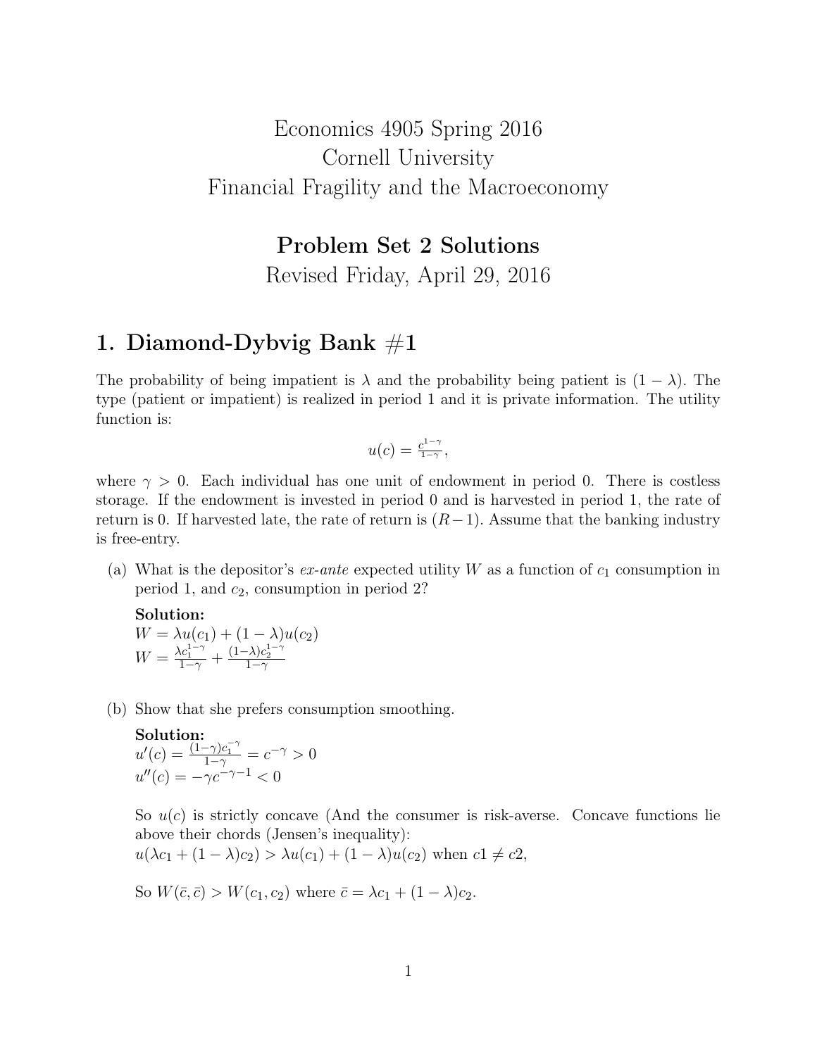# Economics 4905 Spring 2016
# Cornell University
# Financial Fragility and the Macroeconomy

## Problem Set 2 Solutions

Revised Friday, April 29, 2016

## 1. Diamond-Dybvig Bank #1

The probability of being impatient is $\lambda$ and the probability being patient is $(1-\lambda)$. The type (patient or impatient) is realized in period 1 and it is private information. The utility function is:

$$u(c) = \frac{c^{1-\gamma}}{1-\gamma},$$

where $\gamma > 0$. Each individual has one unit of endowment in period 0. There is costless storage. If the endowment is invested in period 0 and is harvested in period 1, the rate of return is 0. If harvested late, the rate of return is $(R-1)$. Assume that the banking industry is free-entry.

(a) What is the depositor's *ex-ante* expected utility $W$ as a function of $c_1$ consumption in period 1, and $c_2$, consumption in period 2?

**Solution:**

$W = \lambda u(c_1) + (1-\lambda)u(c_2)$

$W = \frac{\lambda c_1^{1-\gamma}}{1-\gamma} + \frac{(1-\lambda)c_2^{1-\gamma}}{1-\gamma}$

(b) Show that she prefers consumption smoothing.

**Solution:**

$u'(c) = \frac{(1-\gamma)c_1^{-\gamma}}{1-\gamma} = c^{-\gamma} > 0$

$u''(c) = -\gamma c^{-\gamma-1} < 0$

So $u(c)$ is strictly concave (And the consumer is risk-averse. Concave functions lie above their chords (Jensen's inequality):

$u(\lambda c_1 + (1-\lambda)c_2) > \lambda u(c_1) + (1-\lambda)u(c_2)$ when $c1 \neq c2$,

So $W(\bar{c}, \bar{c}) > W(c_1, c_2)$ where $\bar{c} = \lambda c_1 + (1-\lambda)c_2$.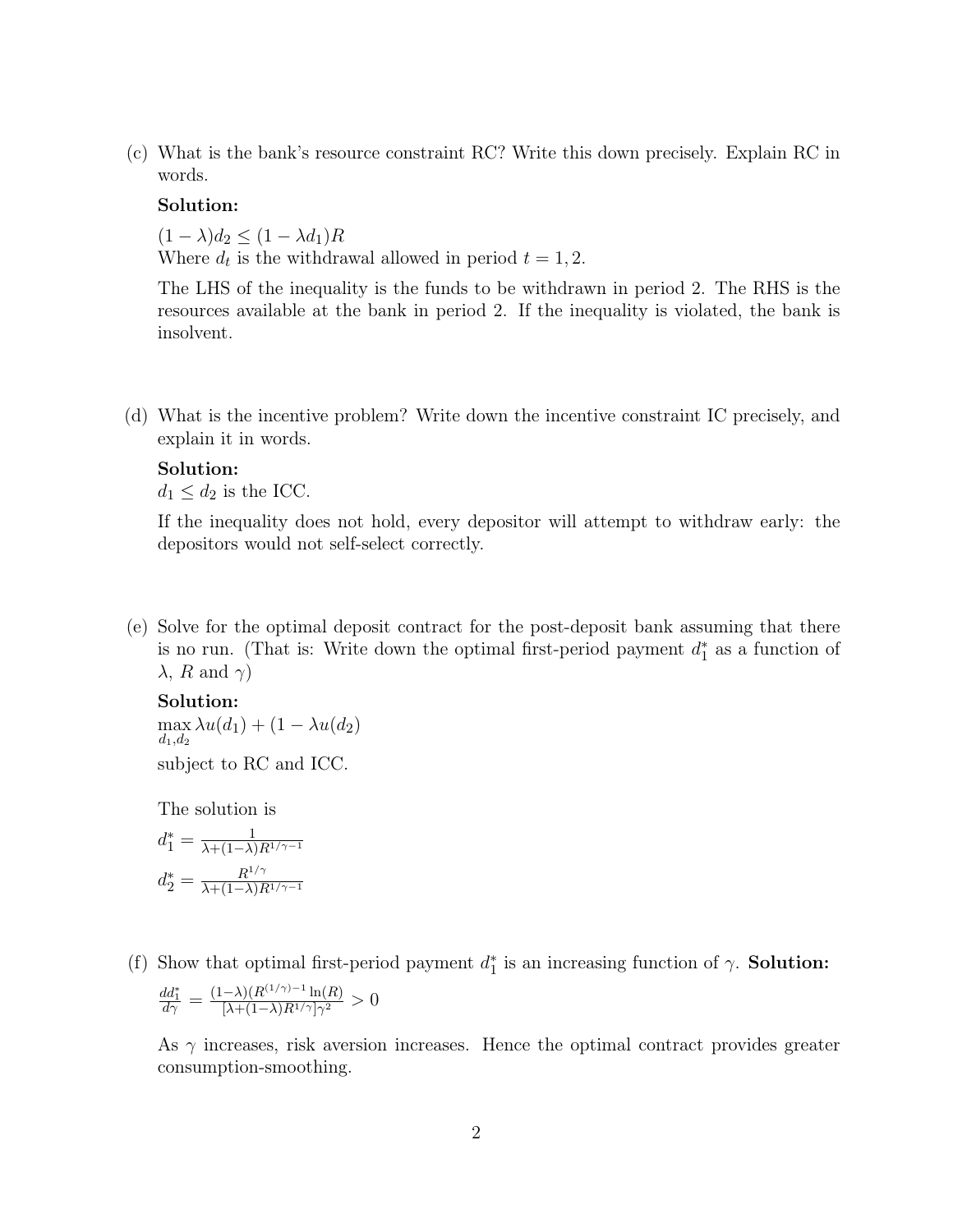(c) What is the bank's resource constraint RC? Write this down precisely. Explain RC in words.

**Solution:**

$(1-\lambda)d_2 \leq (1-\lambda d_1)R$

Where $d_t$ is the withdrawal allowed in period $t = 1, 2$.

The LHS of the inequality is the funds to be withdrawn in period 2. The RHS is the resources available at the bank in period 2. If the inequality is violated, the bank is insolvent.

(d) What is the incentive problem? Write down the incentive constraint IC precisely, and explain it in words.

**Solution:**

$d_1 \leq d_2$ is the ICC.

If the inequality does not hold, every depositor will attempt to withdraw early: the depositors would not self-select correctly.

(e) Solve for the optimal deposit contract for the post-deposit bank assuming that there is no run. (That is: Write down the optimal first-period payment $d_1^*$ as a function of $\lambda$, $R$ and $\gamma$)

**Solution:**

$\max_{d_1, d_2} \lambda u(d_1) + (1 - \lambda u(d_2))$

subject to RC and ICC.

The solution is

$d_1^* = \frac{1}{\lambda + (1-\lambda)R^{1/\gamma - 1}}$

$d_2^* = \frac{R^{1/\gamma}}{\lambda + (1-\lambda)R^{1/\gamma - 1}}$

(f) Show that optimal first-period payment $d_1^*$ is an increasing function of $\gamma$. **Solution:**

$\frac{dd_1^*}{d\gamma} = \frac{(1-\lambda)(R^{(1/\gamma)-1}\ln(R)}{[\lambda + (1-\lambda)R^{1/\gamma}]\gamma^2} > 0$

As $\gamma$ increases, risk aversion increases. Hence the optimal contract provides greater consumption-smoothing.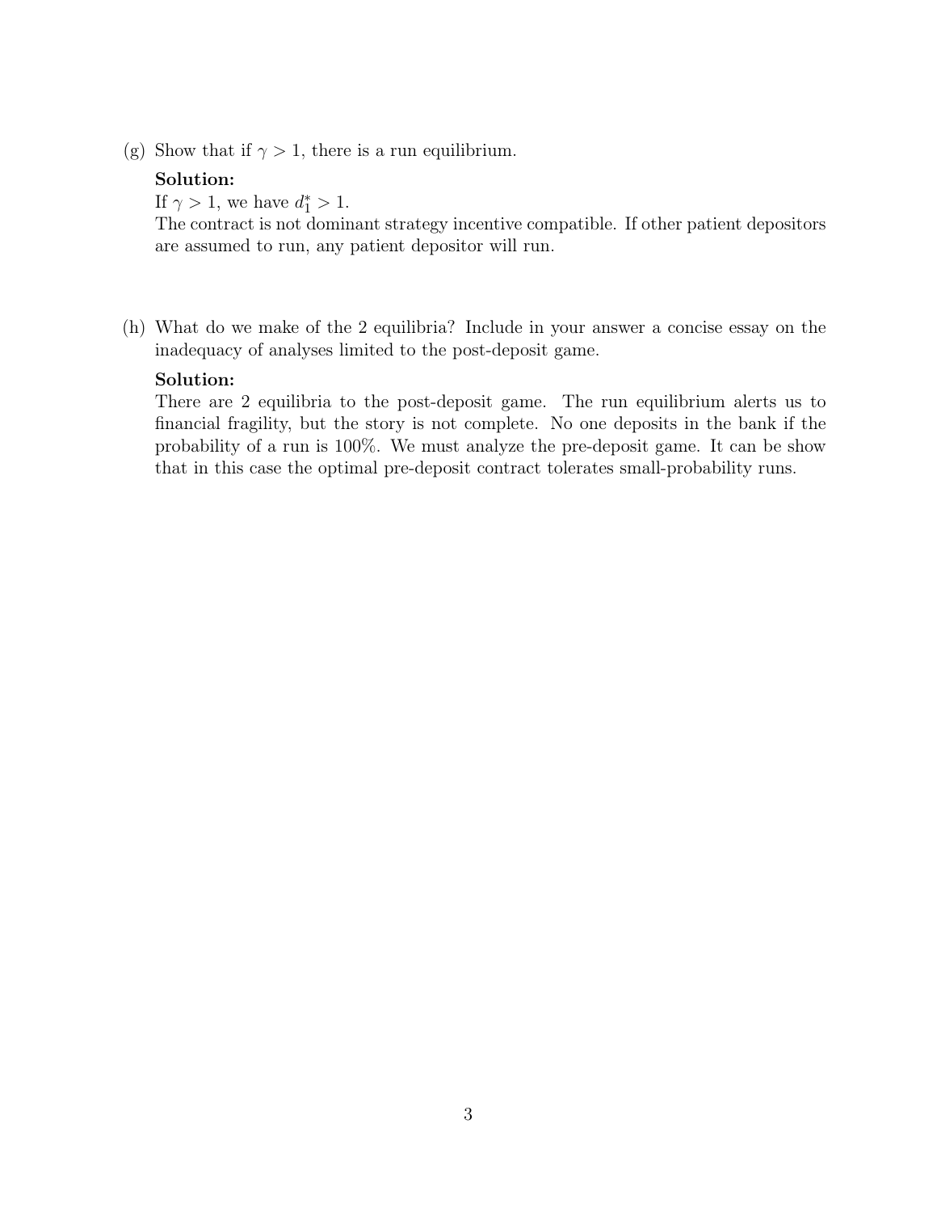(g) Show that if $\gamma > 1$, there is a run equilibrium.

**Solution:**
If $\gamma > 1$, we have $d_1^* > 1$.
The contract is not dominant strategy incentive compatible. If other patient depositors are assumed to run, any patient depositor will run.

(h) What do we make of the 2 equilibria? Include in your answer a concise essay on the inadequacy of analyses limited to the post-deposit game.

**Solution:**
There are 2 equilibria to the post-deposit game. The run equilibrium alerts us to financial fragility, but the story is not complete. No one deposits in the bank if the probability of a run is 100%. We must analyze the pre-deposit game. It can be show that in this case the optimal pre-deposit contract tolerates small-probability runs.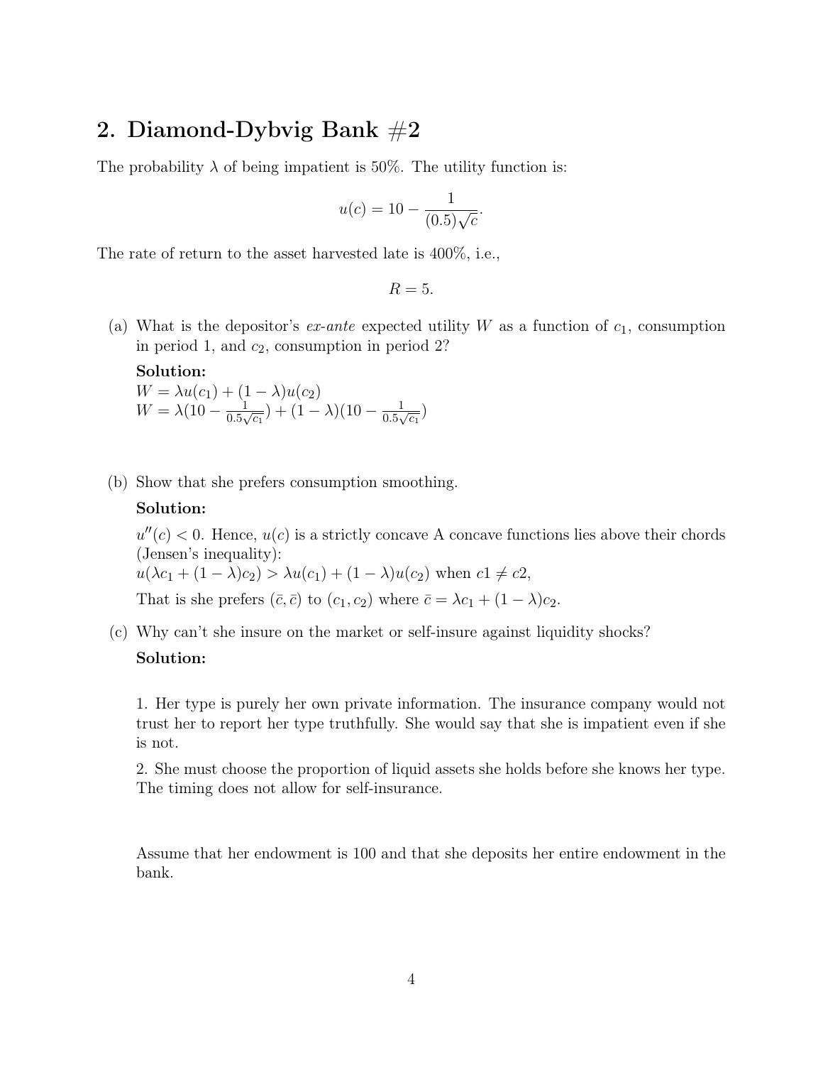## 2. Diamond-Dybvig Bank #2

The probability $\lambda$ of being impatient is 50%. The utility function is:

$$u(c) = 10 - \frac{1}{(0.5)\sqrt{c}}.$$

The rate of return to the asset harvested late is 400%, i.e.,

$$R = 5.$$

(a) What is the depositor's *ex-ante* expected utility $W$ as a function of $c_1$, consumption in period 1, and $c_2$, consumption in period 2?

**Solution:**
$W = \lambda u(c_1) + (1 - \lambda)u(c_2)$
$W = \lambda(10 - \frac{1}{0.5\sqrt{c_1}}) + (1 - \lambda)(10 - \frac{1}{0.5\sqrt{c_1}})$

(b) Show that she prefers consumption smoothing.

**Solution:**

$u''(c) < 0$. Hence, $u(c)$ is a strictly concave A concave functions lies above their chords (Jensen's inequality):
$u(\lambda c_1 + (1 - \lambda)c_2) > \lambda u(c_1) + (1 - \lambda)u(c_2)$ when $c1 \neq c2$,

That is she prefers $(\bar{c}, \bar{c})$ to $(c_1, c_2)$ where $\bar{c} = \lambda c_1 + (1 - \lambda)c_2$.

(c) Why can't she insure on the market or self-insure against liquidity shocks?

**Solution:**

1. Her type is purely her own private information. The insurance company would not trust her to report her type truthfully. She would say that she is impatient even if she is not.

2. She must choose the proportion of liquid assets she holds before she knows her type. The timing does not allow for self-insurance.

Assume that her endowment is 100 and that she deposits her entire endowment in the bank.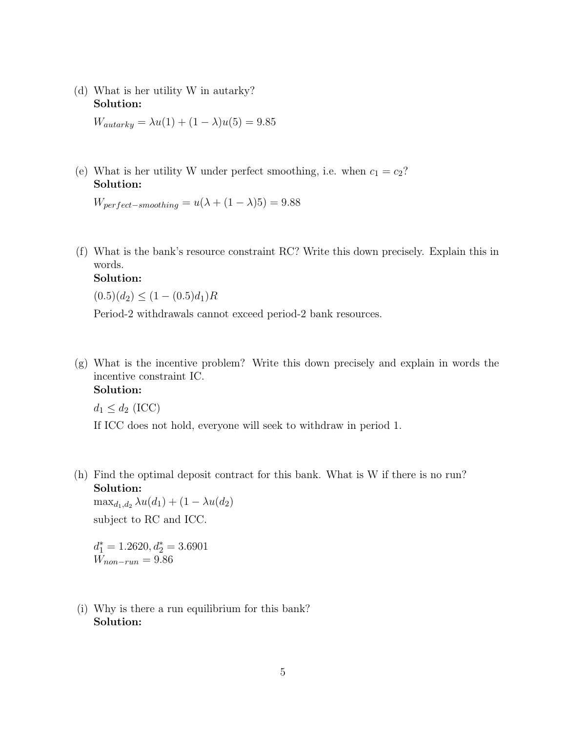(d) What is her utility W in autarky?
**Solution:**

$W_{autarky} = \lambda u(1) + (1 - \lambda)u(5) = 9.85$

(e) What is her utility W under perfect smoothing, i.e. when $c_1 = c_2$?
**Solution:**

$W_{perfect-smoothing} = u(\lambda + (1 - \lambda)5) = 9.88$

(f) What is the bank's resource constraint RC? Write this down precisely. Explain this in words.
**Solution:**

$(0.5)(d_2) \leq (1 - (0.5)d_1)R$

Period-2 withdrawals cannot exceed period-2 bank resources.

(g) What is the incentive problem? Write this down precisely and explain in words the incentive constraint IC.
**Solution:**

$d_1 \leq d_2$ (ICC)

If ICC does not hold, everyone will seek to withdraw in period 1.

(h) Find the optimal deposit contract for this bank. What is W if there is no run?
**Solution:**

$\max_{d_1, d_2} \lambda u(d_1) + (1 - \lambda u(d_2)$

subject to RC and ICC.

$d_1^* = 1.2620, d_2^* = 3.6901$
$W_{non-run} = 9.86$

(i) Why is there a run equilibrium for this bank?
**Solution:**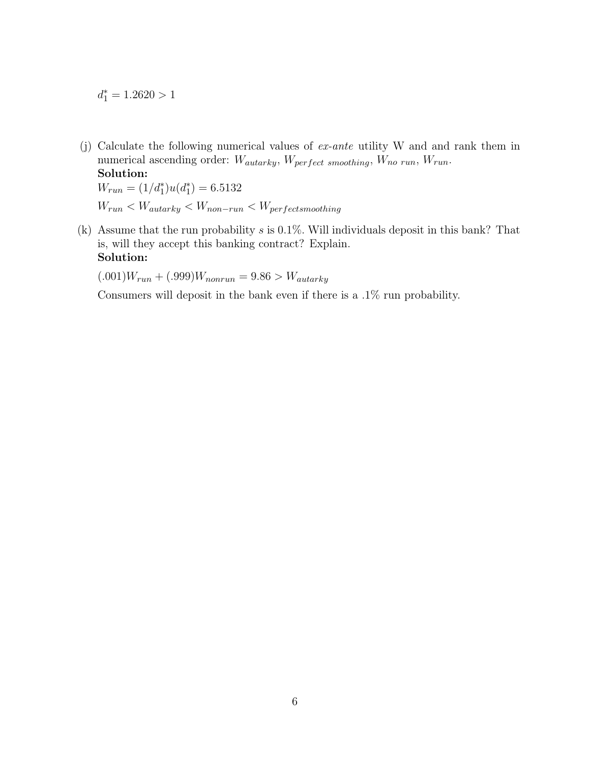$d_1^* = 1.2620 > 1$

(j) Calculate the following numerical values of *ex-ante* utility W and and rank them in numerical ascending order: $W_{autarky}$, $W_{perfect\ smoothing}$, $W_{no\ run}$, $W_{run}$.
**Solution:**
$W_{run} = (1/d_1^*)u(d_1^*) = 6.5132$

$W_{run} < W_{autarky} < W_{non-run} < W_{perfectsmoothing}$

(k) Assume that the run probability $s$ is 0.1%. Will individuals deposit in this bank? That is, will they accept this banking contract? Explain.
**Solution:**

$(.001)W_{run} + (.999)W_{nonrun} = 9.86 > W_{autarky}$

Consumers will deposit in the bank even if there is a .1% run probability.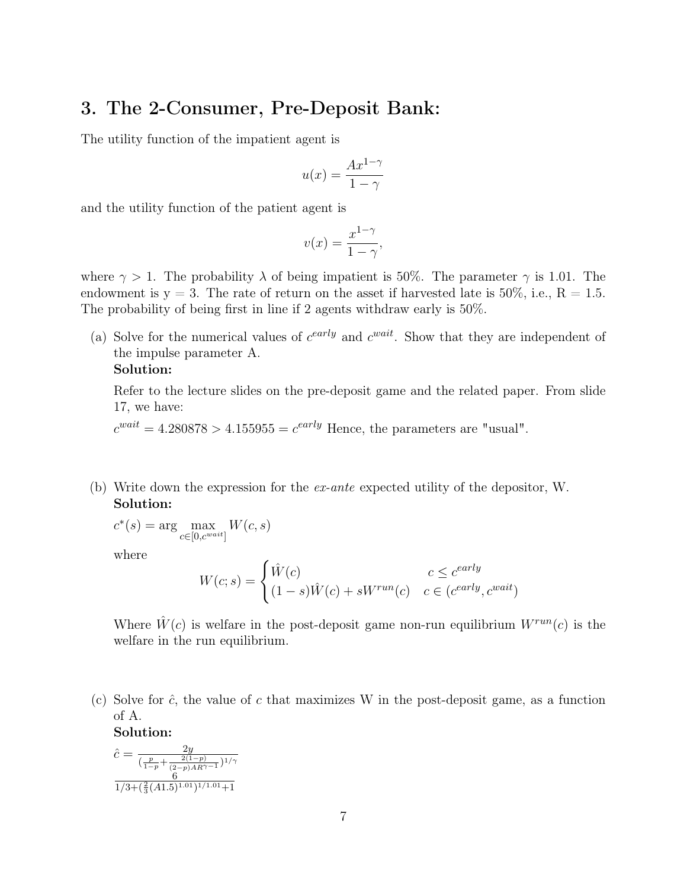## 3. The 2-Consumer, Pre-Deposit Bank:

The utility function of the impatient agent is

$$u(x) = \frac{Ax^{1-\gamma}}{1-\gamma}$$

and the utility function of the patient agent is

$$v(x) = \frac{x^{1-\gamma}}{1-\gamma},$$

where $\gamma > 1$. The probability $\lambda$ of being impatient is 50%. The parameter $\gamma$ is 1.01. The endowment is y = 3. The rate of return on the asset if harvested late is 50%, i.e., R = 1.5. The probability of being first in line if 2 agents withdraw early is 50%.

(a) Solve for the numerical values of $c^{early}$ and $c^{wait}$. Show that they are independent of the impulse parameter A.

**Solution:**

Refer to the lecture slides on the pre-deposit game and the related paper. From slide 17, we have:

$c^{wait} = 4.280878 > 4.155955 = c^{early}$ Hence, the parameters are "usual".

(b) Write down the expression for the *ex-ante* expected utility of the depositor, W.

**Solution:**

$c^*(s) = \arg \max_{c \in [0, c^{wait}]} W(c, s)$

where

$$W(c; s) = \begin{cases} \hat{W}(c) & c \leq c^{early} \\ (1-s)\hat{W}(c) + sW^{run}(c) & c \in (c^{early}, c^{wait}) \end{cases}$$

Where $\hat{W}(c)$ is welfare in the post-deposit game non-run equilibrium $W^{run}(c)$ is the welfare in the run equilibrium.

(c) Solve for $\hat{c}$, the value of c that maximizes W in the post-deposit game, as a function of A.

**Solution:**

$\hat{c} = \frac{2y}{(\frac{p}{1-p} + \frac{2(1-p)}{(2-p)AR^{\gamma-1}})^{1/\gamma}}$

$\frac{6}{1/3 + (\frac{2}{3}(A1.5)^{1.01})^{1/1.01} + 1}$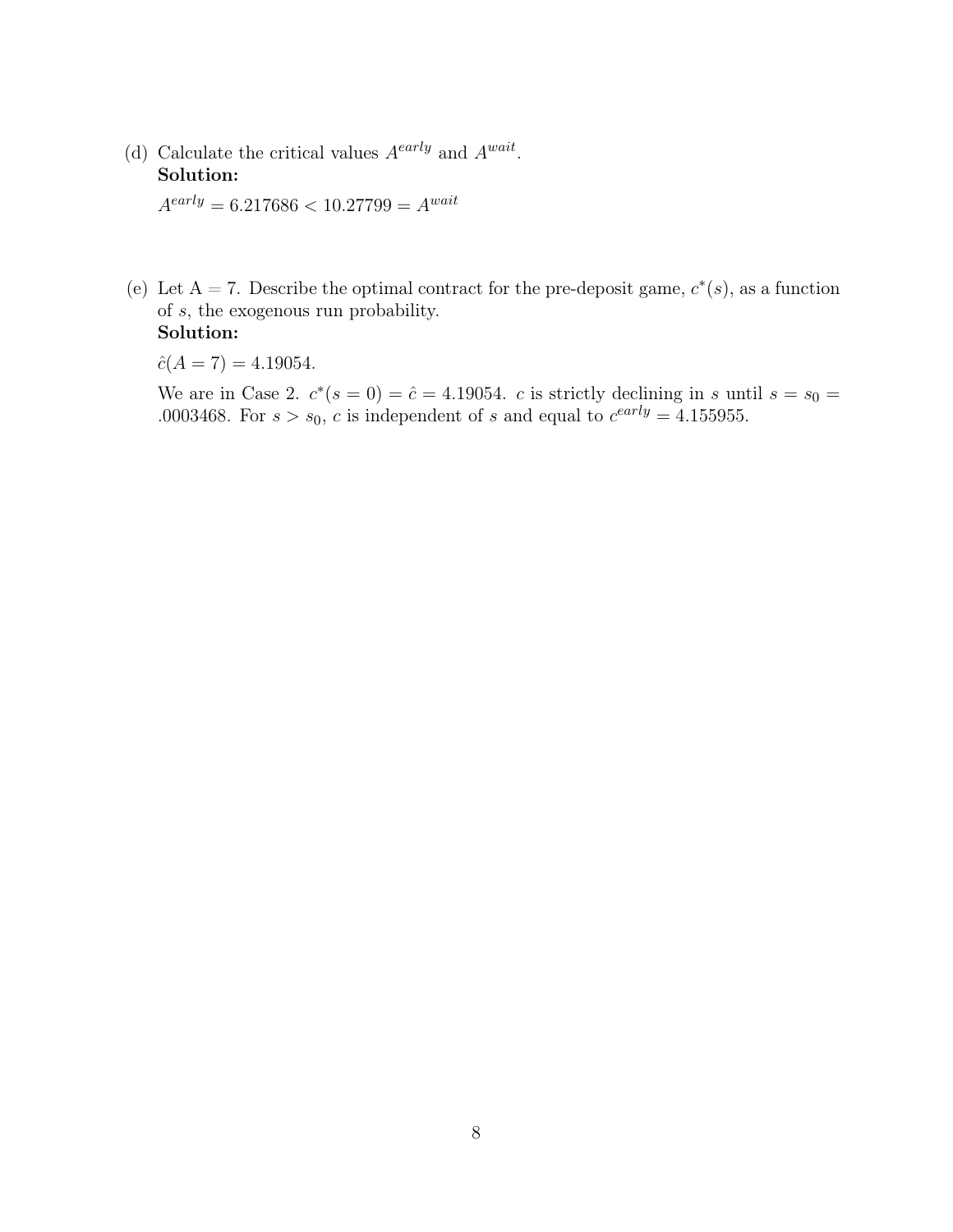(d) Calculate the critical values $A^{early}$ and $A^{wait}$.

**Solution:**

$A^{early} = 6.217686 < 10.27799 = A^{wait}$

(e) Let A = 7. Describe the optimal contract for the pre-deposit game, $c^*(s)$, as a function of $s$, the exogenous run probability.

**Solution:**

$\hat{c}(A = 7) = 4.19054$.

We are in Case 2. $c^*(s = 0) = \hat{c} = 4.19054$. $c$ is strictly declining in $s$ until $s = s_0 = .0003468$. For $s > s_0$, $c$ is independent of $s$ and equal to $c^{early} = 4.155955$.